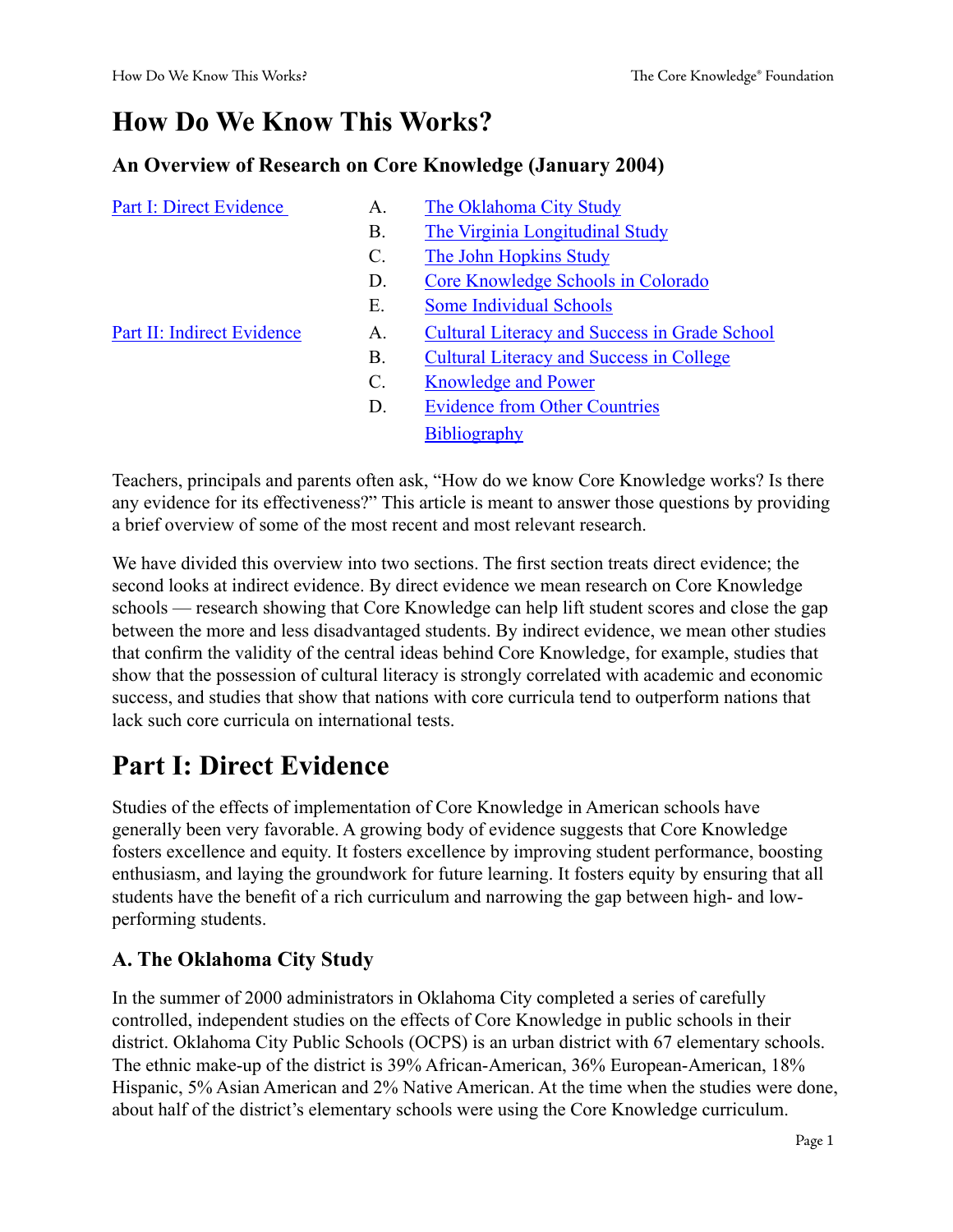# How Do We Know This Works?

### An Overview of Research on Core Knowledge (January 2004)

| | | |
|---|---|---|
| Part I: Direct Evidence | A. | The Oklahoma City Study |
| | B. | The Virginia Longitudinal Study |
| | C. | The John Hopkins Study |
| | D. | Core Knowledge Schools in Colorado |
| | E. | Some Individual Schools |
| Part II: Indirect Evidence | A. | Cultural Literacy and Success in Grade School |
| | B. | Cultural Literacy and Success in College |
| | C. | Knowledge and Power |
| | D. | Evidence from Other Countries |
| | | Bibliography |

Teachers, principals and parents often ask, "How do we know Core Knowledge works? Is there any evidence for its effectiveness?" This article is meant to answer those questions by providing a brief overview of some of the most recent and most relevant research.

We have divided this overview into two sections. The first section treats direct evidence; the second looks at indirect evidence. By direct evidence we mean research on Core Knowledge schools — research showing that Core Knowledge can help lift student scores and close the gap between the more and less disadvantaged students. By indirect evidence, we mean other studies that confirm the validity of the central ideas behind Core Knowledge, for example, studies that show that the possession of cultural literacy is strongly correlated with academic and economic success, and studies that show that nations with core curricula tend to outperform nations that lack such core curricula on international tests.

# Part I: Direct Evidence

Studies of the effects of implementation of Core Knowledge in American schools have generally been very favorable. A growing body of evidence suggests that Core Knowledge fosters excellence and equity. It fosters excellence by improving student performance, boosting enthusiasm, and laying the groundwork for future learning. It fosters equity by ensuring that all students have the benefit of a rich curriculum and narrowing the gap between high- and low-performing students.

### A. The Oklahoma City Study

In the summer of 2000 administrators in Oklahoma City completed a series of carefully controlled, independent studies on the effects of Core Knowledge in public schools in their district. Oklahoma City Public Schools (OCPS) is an urban district with 67 elementary schools. The ethnic make-up of the district is 39% African-American, 36% European-American, 18% Hispanic, 5% Asian American and 2% Native American. At the time when the studies were done, about half of the district's elementary schools were using the Core Knowledge curriculum.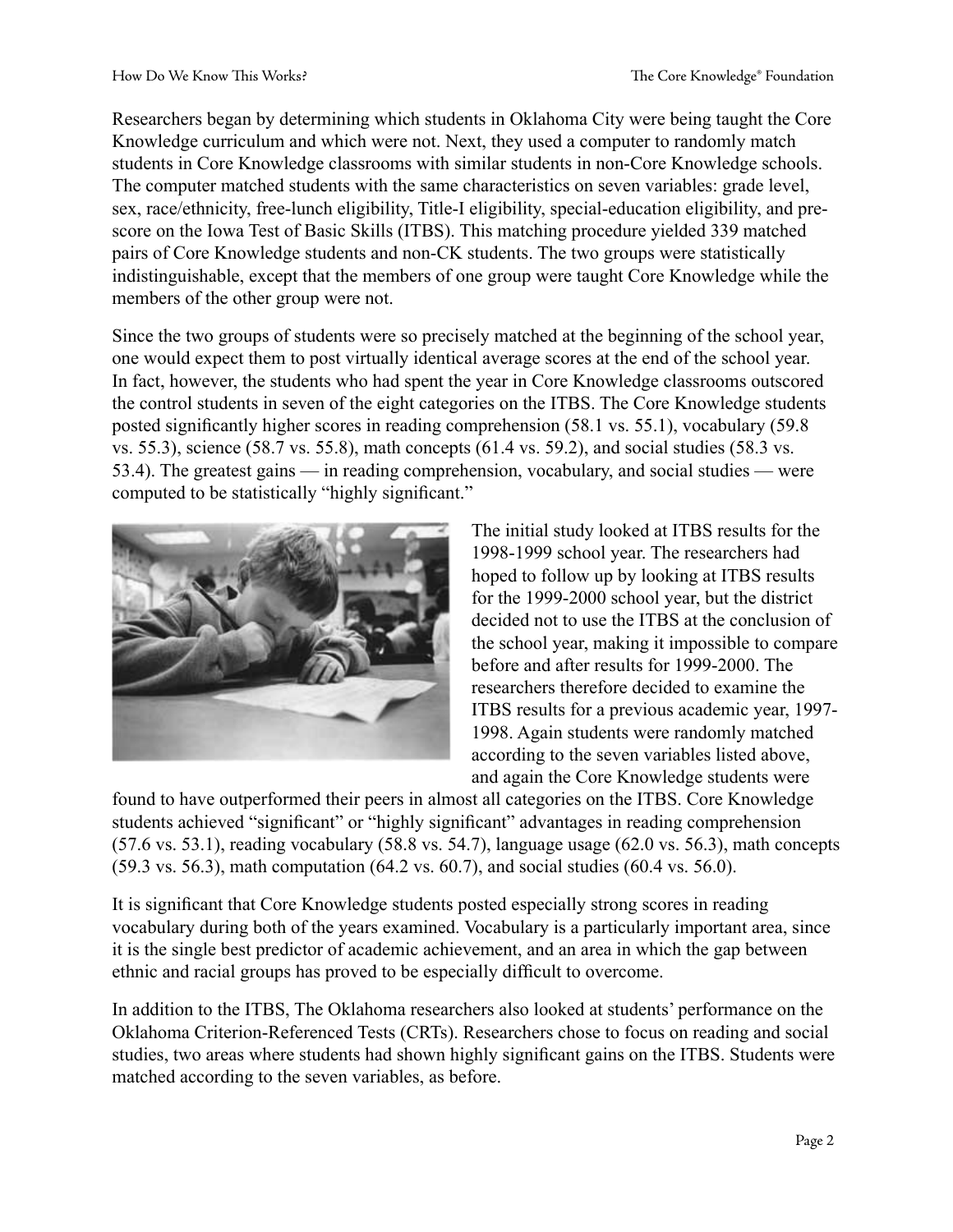Researchers began by determining which students in Oklahoma City were being taught the Core Knowledge curriculum and which were not. Next, they used a computer to randomly match students in Core Knowledge classrooms with similar students in non-Core Knowledge schools. The computer matched students with the same characteristics on seven variables: grade level, sex, race/ethnicity, free-lunch eligibility, Title-I eligibility, special-education eligibility, and pre-score on the Iowa Test of Basic Skills (ITBS). This matching procedure yielded 339 matched pairs of Core Knowledge students and non-CK students. The two groups were statistically indistinguishable, except that the members of one group were taught Core Knowledge while the members of the other group were not.

Since the two groups of students were so precisely matched at the beginning of the school year, one would expect them to post virtually identical average scores at the end of the school year. In fact, however, the students who had spent the year in Core Knowledge classrooms outscored the control students in seven of the eight categories on the ITBS. The Core Knowledge students posted significantly higher scores in reading comprehension (58.1 vs. 55.1), vocabulary (59.8 vs. 55.3), science (58.7 vs. 55.8), math concepts (61.4 vs. 59.2), and social studies (58.3 vs. 53.4). The greatest gains — in reading comprehension, vocabulary, and social studies — were computed to be statistically "highly significant."

The initial study looked at ITBS results for the 1998-1999 school year. The researchers had hoped to follow up by looking at ITBS results for the 1999-2000 school year, but the district decided not to use the ITBS at the conclusion of the school year, making it impossible to compare before and after results for 1999-2000. The researchers therefore decided to examine the ITBS results for a previous academic year, 1997-1998. Again students were randomly matched according to the seven variables listed above, and again the Core Knowledge students were found to have outperformed their peers in almost all categories on the ITBS. Core Knowledge students achieved "significant" or "highly significant" advantages in reading comprehension (57.6 vs. 53.1), reading vocabulary (58.8 vs. 54.7), language usage (62.0 vs. 56.3), math concepts (59.3 vs. 56.3), math computation (64.2 vs. 60.7), and social studies (60.4 vs. 56.0).

It is significant that Core Knowledge students posted especially strong scores in reading vocabulary during both of the years examined. Vocabulary is a particularly important area, since it is the single best predictor of academic achievement, and an area in which the gap between ethnic and racial groups has proved to be especially difficult to overcome.

In addition to the ITBS, The Oklahoma researchers also looked at students' performance on the Oklahoma Criterion-Referenced Tests (CRTs). Researchers chose to focus on reading and social studies, two areas where students had shown highly significant gains on the ITBS. Students were matched according to the seven variables, as before.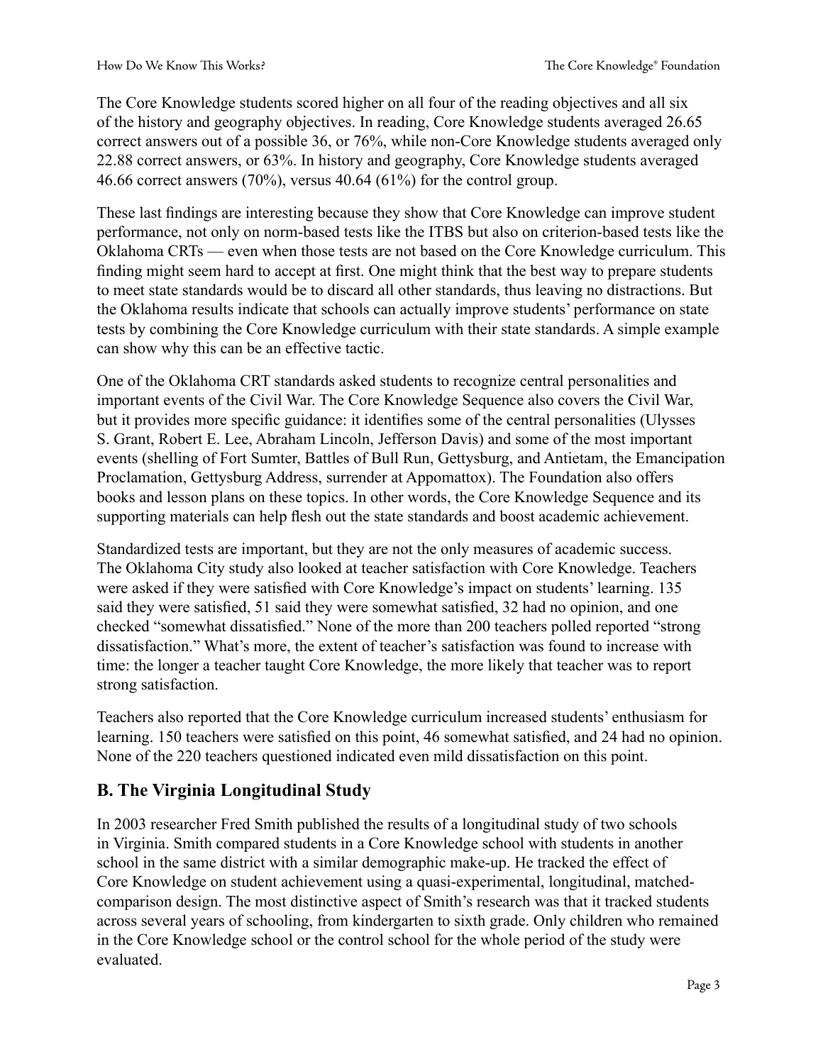The Core Knowledge students scored higher on all four of the reading objectives and all six of the history and geography objectives. In reading, Core Knowledge students averaged 26.65 correct answers out of a possible 36, or 76%, while non-Core Knowledge students averaged only 22.88 correct answers, or 63%. In history and geography, Core Knowledge students averaged 46.66 correct answers (70%), versus 40.64 (61%) for the control group.

These last findings are interesting because they show that Core Knowledge can improve student performance, not only on norm-based tests like the ITBS but also on criterion-based tests like the Oklahoma CRTs — even when those tests are not based on the Core Knowledge curriculum. This finding might seem hard to accept at first. One might think that the best way to prepare students to meet state standards would be to discard all other standards, thus leaving no distractions. But the Oklahoma results indicate that schools can actually improve students' performance on state tests by combining the Core Knowledge curriculum with their state standards. A simple example can show why this can be an effective tactic.

One of the Oklahoma CRT standards asked students to recognize central personalities and important events of the Civil War. The Core Knowledge Sequence also covers the Civil War, but it provides more specific guidance: it identifies some of the central personalities (Ulysses S. Grant, Robert E. Lee, Abraham Lincoln, Jefferson Davis) and some of the most important events (shelling of Fort Sumter, Battles of Bull Run, Gettysburg, and Antietam, the Emancipation Proclamation, Gettysburg Address, surrender at Appomattox). The Foundation also offers books and lesson plans on these topics. In other words, the Core Knowledge Sequence and its supporting materials can help flesh out the state standards and boost academic achievement.

Standardized tests are important, but they are not the only measures of academic success. The Oklahoma City study also looked at teacher satisfaction with Core Knowledge. Teachers were asked if they were satisfied with Core Knowledge's impact on students' learning. 135 said they were satisfied, 51 said they were somewhat satisfied, 32 had no opinion, and one checked "somewhat dissatisfied." None of the more than 200 teachers polled reported "strong dissatisfaction." What's more, the extent of teacher's satisfaction was found to increase with time: the longer a teacher taught Core Knowledge, the more likely that teacher was to report strong satisfaction.

Teachers also reported that the Core Knowledge curriculum increased students' enthusiasm for learning. 150 teachers were satisfied on this point, 46 somewhat satisfied, and 24 had no opinion. None of the 220 teachers questioned indicated even mild dissatisfaction on this point.

## B. The Virginia Longitudinal Study

In 2003 researcher Fred Smith published the results of a longitudinal study of two schools in Virginia. Smith compared students in a Core Knowledge school with students in another school in the same district with a similar demographic make-up. He tracked the effect of Core Knowledge on student achievement using a quasi-experimental, longitudinal, matched-comparison design. The most distinctive aspect of Smith's research was that it tracked students across several years of schooling, from kindergarten to sixth grade. Only children who remained in the Core Knowledge school or the control school for the whole period of the study were evaluated.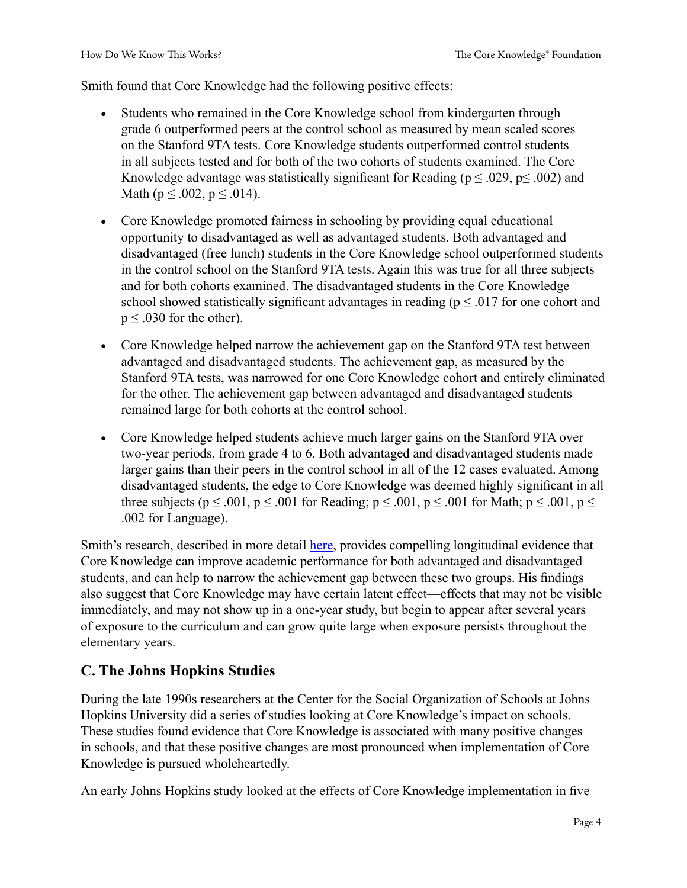Smith found that Core Knowledge had the following positive effects:

- Students who remained in the Core Knowledge school from kindergarten through grade 6 outperformed peers at the control school as measured by mean scaled scores on the Stanford 9TA tests. Core Knowledge students outperformed control students in all subjects tested and for both of the two cohorts of students examined. The Core Knowledge advantage was statistically significant for Reading ($p \leq .029$, $p \leq .002$) and Math ($p \leq .002$, $p \leq .014$).

- Core Knowledge promoted fairness in schooling by providing equal educational opportunity to disadvantaged as well as advantaged students. Both advantaged and disadvantaged (free lunch) students in the Core Knowledge school outperformed students in the control school on the Stanford 9TA tests. Again this was true for all three subjects and for both cohorts examined. The disadvantaged students in the Core Knowledge school showed statistically significant advantages in reading ($p \leq .017$ for one cohort and $p \leq .030$ for the other).

- Core Knowledge helped narrow the achievement gap on the Stanford 9TA test between advantaged and disadvantaged students. The achievement gap, as measured by the Stanford 9TA tests, was narrowed for one Core Knowledge cohort and entirely eliminated for the other. The achievement gap between advantaged and disadvantaged students remained large for both cohorts at the control school.

- Core Knowledge helped students achieve much larger gains on the Stanford 9TA over two-year periods, from grade 4 to 6. Both advantaged and disadvantaged students made larger gains than their peers in the control school in all of the 12 cases evaluated. Among disadvantaged students, the edge to Core Knowledge was deemed highly significant in all three subjects ($p \leq .001$, $p \leq .001$ for Reading; $p \leq .001$, $p \leq .001$ for Math; $p \leq .001$, $p \leq .002$ for Language).

Smith's research, described in more detail here, provides compelling longitudinal evidence that Core Knowledge can improve academic performance for both advantaged and disadvantaged students, and can help to narrow the achievement gap between these two groups. His findings also suggest that Core Knowledge may have certain latent effect—effects that may not be visible immediately, and may not show up in a one-year study, but begin to appear after several years of exposure to the curriculum and can grow quite large when exposure persists throughout the elementary years.

## C. The Johns Hopkins Studies

During the late 1990s researchers at the Center for the Social Organization of Schools at Johns Hopkins University did a series of studies looking at Core Knowledge's impact on schools. These studies found evidence that Core Knowledge is associated with many positive changes in schools, and that these positive changes are most pronounced when implementation of Core Knowledge is pursued wholeheartedly.

An early Johns Hopkins study looked at the effects of Core Knowledge implementation in five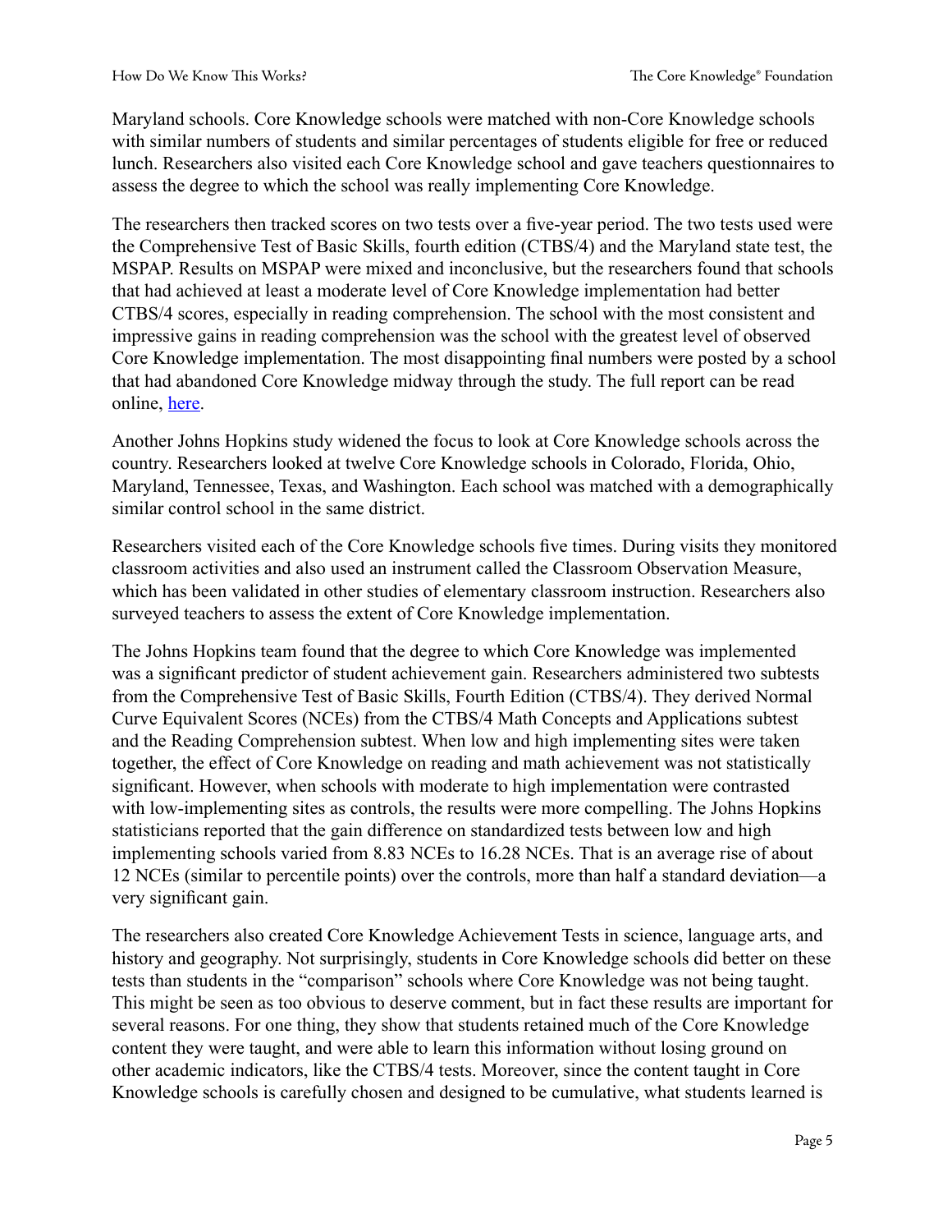Maryland schools. Core Knowledge schools were matched with non-Core Knowledge schools with similar numbers of students and similar percentages of students eligible for free or reduced lunch. Researchers also visited each Core Knowledge school and gave teachers questionnaires to assess the degree to which the school was really implementing Core Knowledge.

The researchers then tracked scores on two tests over a five-year period. The two tests used were the Comprehensive Test of Basic Skills, fourth edition (CTBS/4) and the Maryland state test, the MSPAP. Results on MSPAP were mixed and inconclusive, but the researchers found that schools that had achieved at least a moderate level of Core Knowledge implementation had better CTBS/4 scores, especially in reading comprehension. The school with the most consistent and impressive gains in reading comprehension was the school with the greatest level of observed Core Knowledge implementation. The most disappointing final numbers were posted by a school that had abandoned Core Knowledge midway through the study. The full report can be read online, here.

Another Johns Hopkins study widened the focus to look at Core Knowledge schools across the country. Researchers looked at twelve Core Knowledge schools in Colorado, Florida, Ohio, Maryland, Tennessee, Texas, and Washington. Each school was matched with a demographically similar control school in the same district.

Researchers visited each of the Core Knowledge schools five times. During visits they monitored classroom activities and also used an instrument called the Classroom Observation Measure, which has been validated in other studies of elementary classroom instruction. Researchers also surveyed teachers to assess the extent of Core Knowledge implementation.

The Johns Hopkins team found that the degree to which Core Knowledge was implemented was a significant predictor of student achievement gain. Researchers administered two subtests from the Comprehensive Test of Basic Skills, Fourth Edition (CTBS/4). They derived Normal Curve Equivalent Scores (NCEs) from the CTBS/4 Math Concepts and Applications subtest and the Reading Comprehension subtest. When low and high implementing sites were taken together, the effect of Core Knowledge on reading and math achievement was not statistically significant. However, when schools with moderate to high implementation were contrasted with low-implementing sites as controls, the results were more compelling. The Johns Hopkins statisticians reported that the gain difference on standardized tests between low and high implementing schools varied from 8.83 NCEs to 16.28 NCEs. That is an average rise of about 12 NCEs (similar to percentile points) over the controls, more than half a standard deviation—a very significant gain.

The researchers also created Core Knowledge Achievement Tests in science, language arts, and history and geography. Not surprisingly, students in Core Knowledge schools did better on these tests than students in the "comparison" schools where Core Knowledge was not being taught. This might be seen as too obvious to deserve comment, but in fact these results are important for several reasons. For one thing, they show that students retained much of the Core Knowledge content they were taught, and were able to learn this information without losing ground on other academic indicators, like the CTBS/4 tests. Moreover, since the content taught in Core Knowledge schools is carefully chosen and designed to be cumulative, what students learned is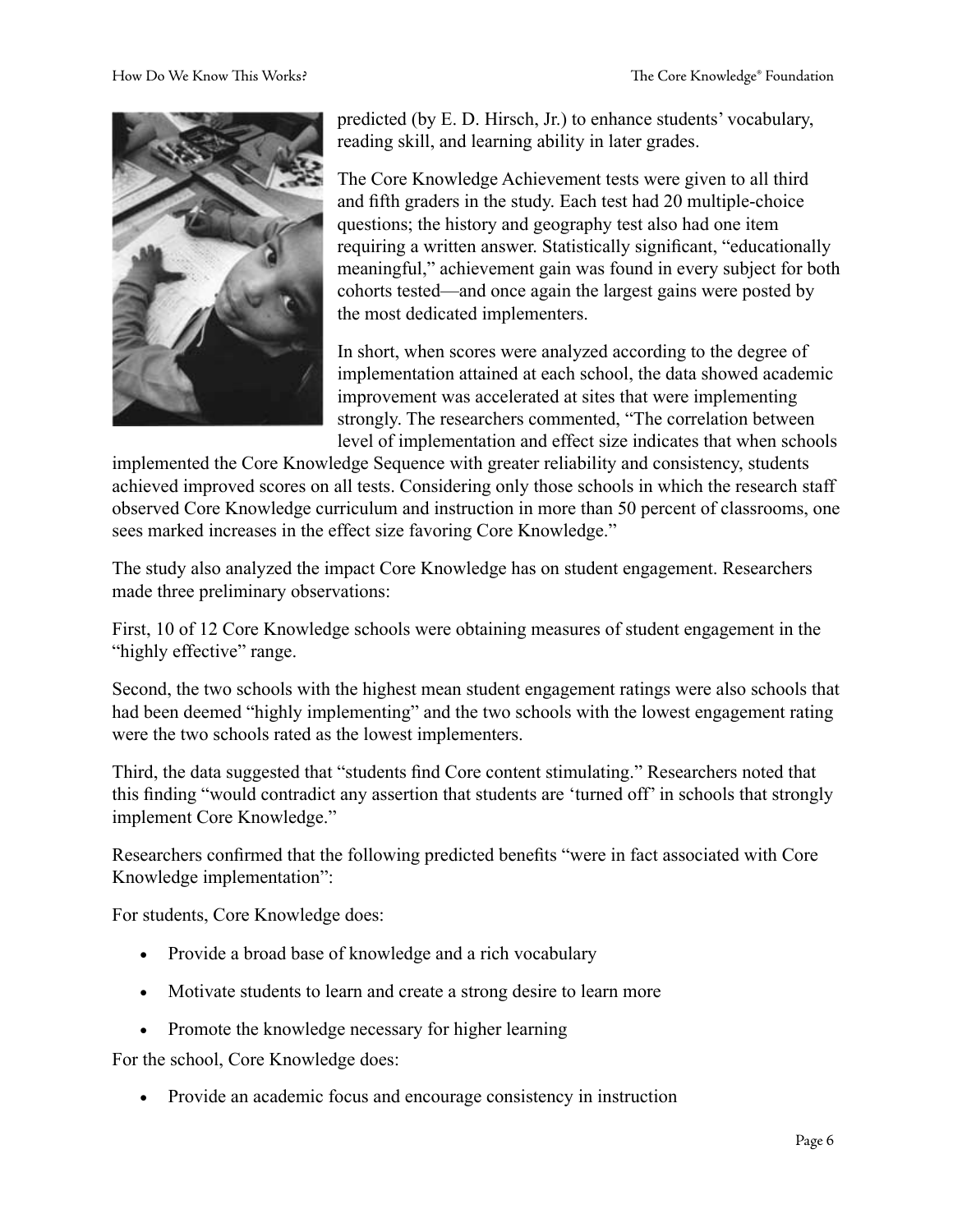predicted (by E. D. Hirsch, Jr.) to enhance students' vocabulary, reading skill, and learning ability in later grades.

The Core Knowledge Achievement tests were given to all third and fifth graders in the study. Each test had 20 multiple-choice questions; the history and geography test also had one item requiring a written answer. Statistically significant, "educationally meaningful," achievement gain was found in every subject for both cohorts tested—and once again the largest gains were posted by the most dedicated implementers.

In short, when scores were analyzed according to the degree of implementation attained at each school, the data showed academic improvement was accelerated at sites that were implementing strongly. The researchers commented, "The correlation between level of implementation and effect size indicates that when schools implemented the Core Knowledge Sequence with greater reliability and consistency, students achieved improved scores on all tests. Considering only those schools in which the research staff observed Core Knowledge curriculum and instruction in more than 50 percent of classrooms, one sees marked increases in the effect size favoring Core Knowledge."

The study also analyzed the impact Core Knowledge has on student engagement. Researchers made three preliminary observations:

First, 10 of 12 Core Knowledge schools were obtaining measures of student engagement in the "highly effective" range.

Second, the two schools with the highest mean student engagement ratings were also schools that had been deemed "highly implementing" and the two schools with the lowest engagement rating were the two schools rated as the lowest implementers.

Third, the data suggested that "students find Core content stimulating." Researchers noted that this finding "would contradict any assertion that students are 'turned off' in schools that strongly implement Core Knowledge."

Researchers confirmed that the following predicted benefits "were in fact associated with Core Knowledge implementation":

For students, Core Knowledge does:

- Provide a broad base of knowledge and a rich vocabulary
- Motivate students to learn and create a strong desire to learn more
- Promote the knowledge necessary for higher learning

For the school, Core Knowledge does:

- Provide an academic focus and encourage consistency in instruction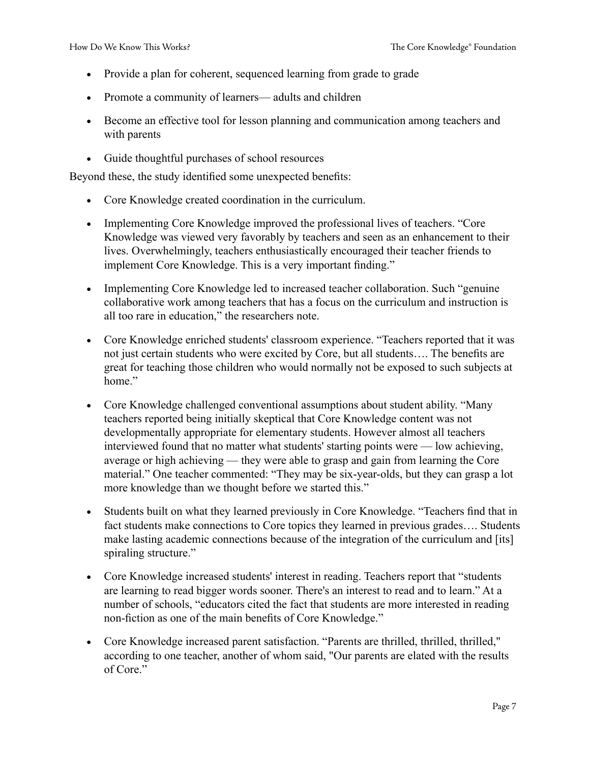- Provide a plan for coherent, sequenced learning from grade to grade
- Promote a community of learners— adults and children
- Become an effective tool for lesson planning and communication among teachers and with parents
- Guide thoughtful purchases of school resources

Beyond these, the study identified some unexpected benefits:

- Core Knowledge created coordination in the curriculum.
- Implementing Core Knowledge improved the professional lives of teachers. "Core Knowledge was viewed very favorably by teachers and seen as an enhancement to their lives. Overwhelmingly, teachers enthusiastically encouraged their teacher friends to implement Core Knowledge. This is a very important finding."
- Implementing Core Knowledge led to increased teacher collaboration. Such "genuine collaborative work among teachers that has a focus on the curriculum and instruction is all too rare in education," the researchers note.
- Core Knowledge enriched students' classroom experience. "Teachers reported that it was not just certain students who were excited by Core, but all students…. The benefits are great for teaching those children who would normally not be exposed to such subjects at home."
- Core Knowledge challenged conventional assumptions about student ability. "Many teachers reported being initially skeptical that Core Knowledge content was not developmentally appropriate for elementary students. However almost all teachers interviewed found that no matter what students' starting points were — low achieving, average or high achieving — they were able to grasp and gain from learning the Core material." One teacher commented: "They may be six-year-olds, but they can grasp a lot more knowledge than we thought before we started this."
- Students built on what they learned previously in Core Knowledge. "Teachers find that in fact students make connections to Core topics they learned in previous grades…. Students make lasting academic connections because of the integration of the curriculum and [its] spiraling structure."
- Core Knowledge increased students' interest in reading. Teachers report that "students are learning to read bigger words sooner. There's an interest to read and to learn." At a number of schools, "educators cited the fact that students are more interested in reading non-fiction as one of the main benefits of Core Knowledge."
- Core Knowledge increased parent satisfaction. "Parents are thrilled, thrilled, thrilled," according to one teacher, another of whom said, "Our parents are elated with the results of Core."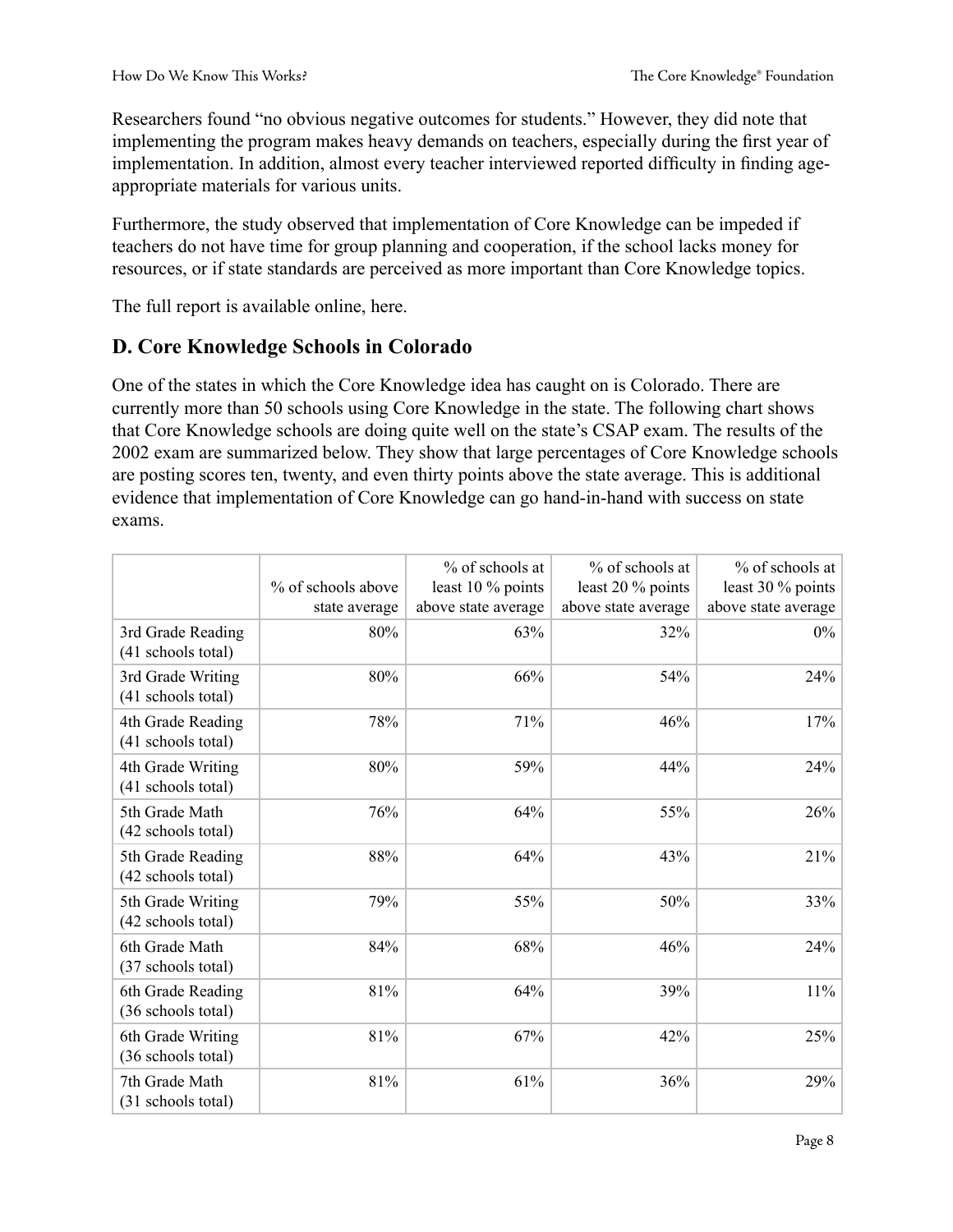Researchers found "no obvious negative outcomes for students." However, they did note that implementing the program makes heavy demands on teachers, especially during the first year of implementation. In addition, almost every teacher interviewed reported difficulty in finding age-appropriate materials for various units.

Furthermore, the study observed that implementation of Core Knowledge can be impeded if teachers do not have time for group planning and cooperation, if the school lacks money for resources, or if state standards are perceived as more important than Core Knowledge topics.

The full report is available online, here.

## D. Core Knowledge Schools in Colorado

One of the states in which the Core Knowledge idea has caught on is Colorado. There are currently more than 50 schools using Core Knowledge in the state. The following chart shows that Core Knowledge schools are doing quite well on the state's CSAP exam. The results of the 2002 exam are summarized below. They show that large percentages of Core Knowledge schools are posting scores ten, twenty, and even thirty points above the state average. This is additional evidence that implementation of Core Knowledge can go hand-in-hand with success on state exams.

| | % of schools above state average | % of schools at least 10 % points above state average | % of schools at least 20 % points above state average | % of schools at least 30 % points above state average |
|---|---|---|---|---|
| 3rd Grade Reading (41 schools total) | 80% | 63% | 32% | 0% |
| 3rd Grade Writing (41 schools total) | 80% | 66% | 54% | 24% |
| 4th Grade Reading (41 schools total) | 78% | 71% | 46% | 17% |
| 4th Grade Writing (41 schools total) | 80% | 59% | 44% | 24% |
| 5th Grade Math (42 schools total) | 76% | 64% | 55% | 26% |
| 5th Grade Reading (42 schools total) | 88% | 64% | 43% | 21% |
| 5th Grade Writing (42 schools total) | 79% | 55% | 50% | 33% |
| 6th Grade Math (37 schools total) | 84% | 68% | 46% | 24% |
| 6th Grade Reading (36 schools total) | 81% | 64% | 39% | 11% |
| 6th Grade Writing (36 schools total) | 81% | 67% | 42% | 25% |
| 7th Grade Math (31 schools total) | 81% | 61% | 36% | 29% |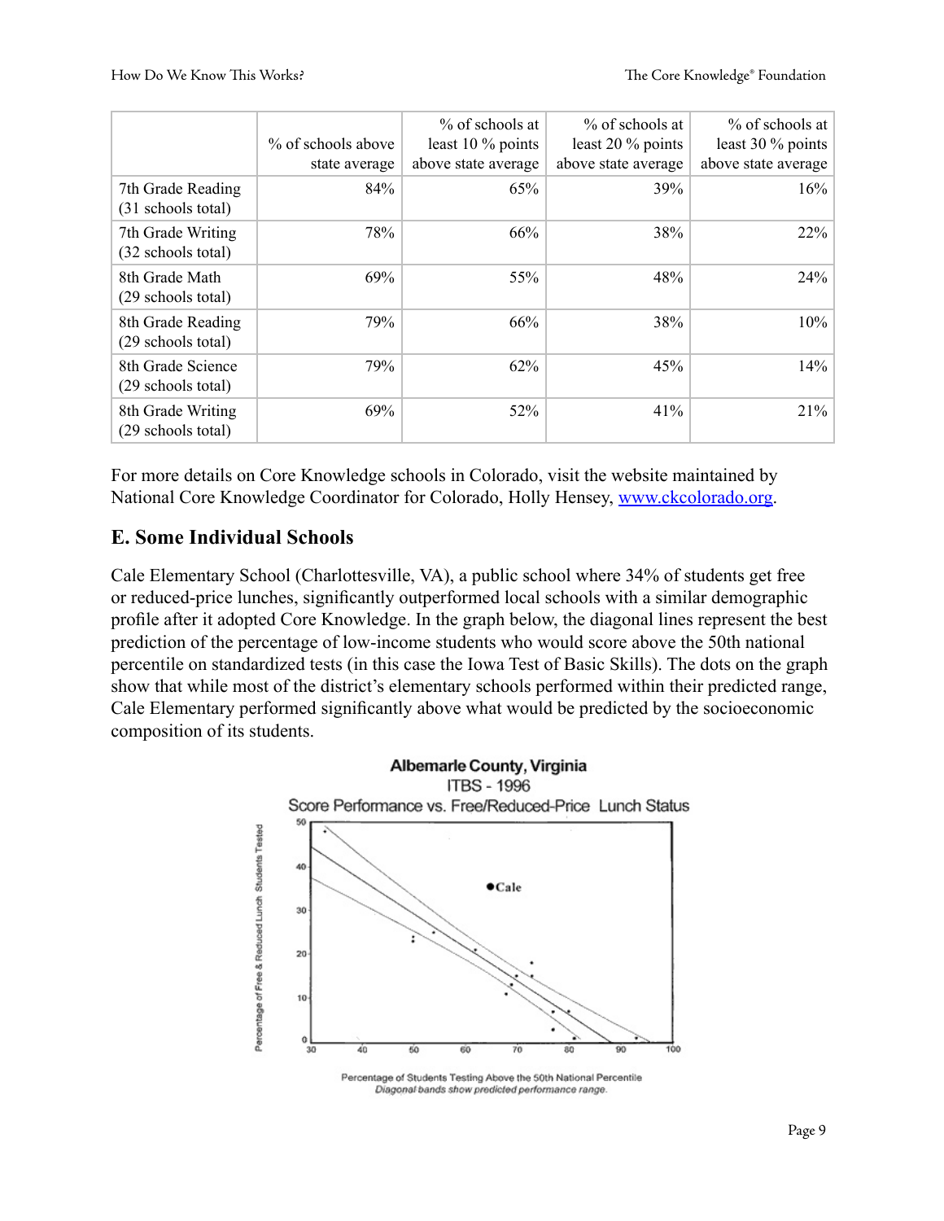| | % of schools above state average | % of schools at least 10 % points above state average | % of schools at least 20 % points above state average | % of schools at least 30 % points above state average |
|---|---|---|---|---|
| 7th Grade Reading (31 schools total) | 84% | 65% | 39% | 16% |
| 7th Grade Writing (32 schools total) | 78% | 66% | 38% | 22% |
| 8th Grade Math (29 schools total) | 69% | 55% | 48% | 24% |
| 8th Grade Reading (29 schools total) | 79% | 66% | 38% | 10% |
| 8th Grade Science (29 schools total) | 79% | 62% | 45% | 14% |
| 8th Grade Writing (29 schools total) | 69% | 52% | 41% | 21% |

For more details on Core Knowledge schools in Colorado, visit the website maintained by National Core Knowledge Coordinator for Colorado, Holly Hensey, [www.ckcolorado.org](www.ckcolorado.org).

## E. Some Individual Schools

Cale Elementary School (Charlottesville, VA), a public school where 34% of students get free or reduced-price lunches, significantly outperformed local schools with a similar demographic profile after it adopted Core Knowledge. In the graph below, the diagonal lines represent the best prediction of the percentage of low-income students who would score above the 50th national percentile on standardized tests (in this case the Iowa Test of Basic Skills). The dots on the graph show that while most of the district's elementary schools performed within their predicted range, Cale Elementary performed significantly above what would be predicted by the socioeconomic composition of its students.

**Albemarle County, Virginia**
ITBS - 1996
Score Performance vs. Free/Reduced-Price Lunch Status

Percentage of Students Testing Above the 50th National Percentile
*Diagonal bands show predicted performance range.*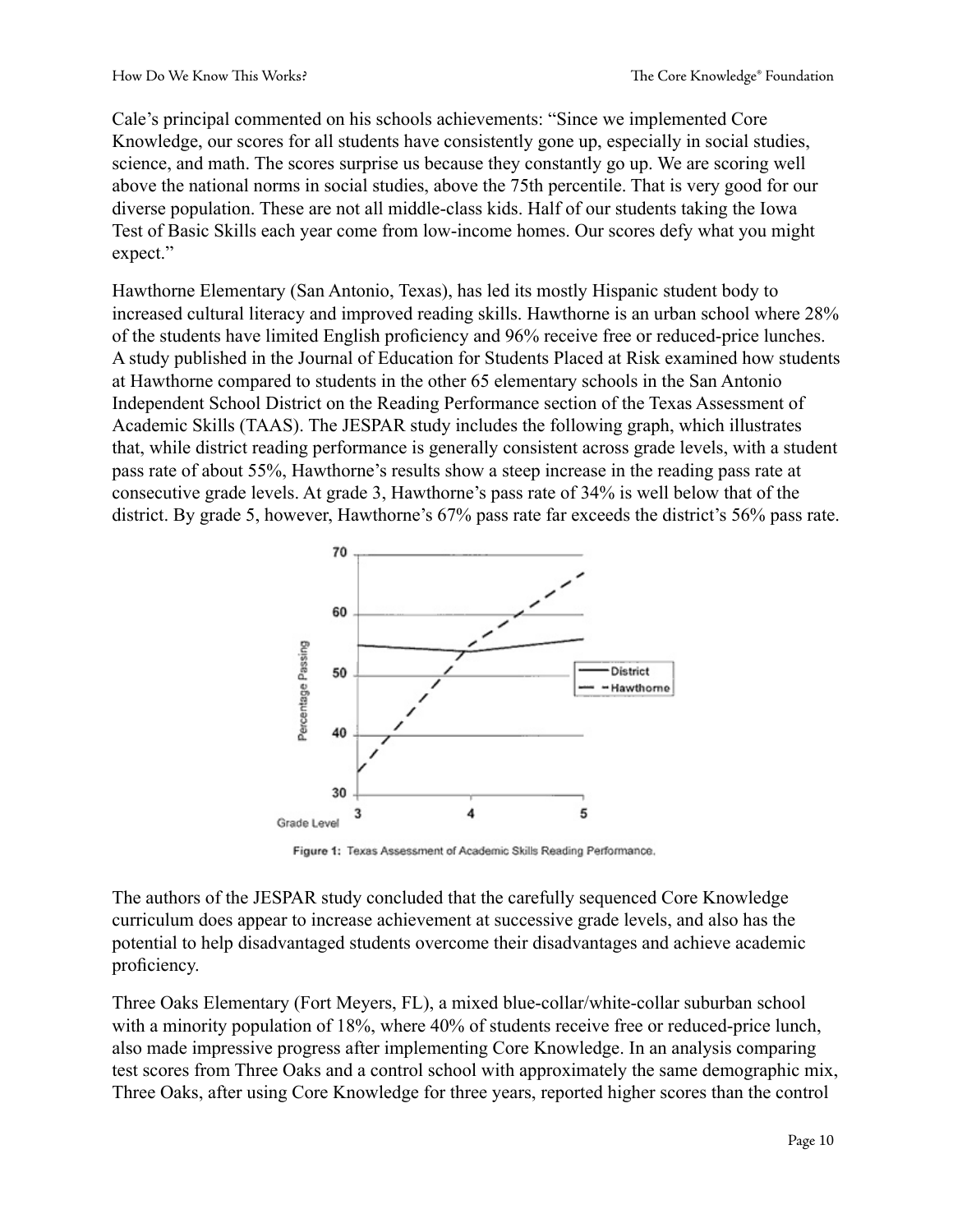Cale's principal commented on his schools achievements: "Since we implemented Core Knowledge, our scores for all students have consistently gone up, especially in social studies, science, and math. The scores surprise us because they constantly go up. We are scoring well above the national norms in social studies, above the 75th percentile. That is very good for our diverse population. These are not all middle-class kids. Half of our students taking the Iowa Test of Basic Skills each year come from low-income homes. Our scores defy what you might expect."

Hawthorne Elementary (San Antonio, Texas), has led its mostly Hispanic student body to increased cultural literacy and improved reading skills. Hawthorne is an urban school where 28% of the students have limited English proficiency and 96% receive free or reduced-price lunches. A study published in the Journal of Education for Students Placed at Risk examined how students at Hawthorne compared to students in the other 65 elementary schools in the San Antonio Independent School District on the Reading Performance section of the Texas Assessment of Academic Skills (TAAS). The JESPAR study includes the following graph, which illustrates that, while district reading performance is generally consistent across grade levels, with a student pass rate of about 55%, Hawthorne's results show a steep increase in the reading pass rate at consecutive grade levels. At grade 3, Hawthorne's pass rate of 34% is well below that of the district. By grade 5, however, Hawthorne's 67% pass rate far exceeds the district's 56% pass rate.

Figure 1: Texas Assessment of Academic Skills Reading Performance.

The authors of the JESPAR study concluded that the carefully sequenced Core Knowledge curriculum does appear to increase achievement at successive grade levels, and also has the potential to help disadvantaged students overcome their disadvantages and achieve academic proficiency.

Three Oaks Elementary (Fort Meyers, FL), a mixed blue-collar/white-collar suburban school with a minority population of 18%, where 40% of students receive free or reduced-price lunch, also made impressive progress after implementing Core Knowledge. In an analysis comparing test scores from Three Oaks and a control school with approximately the same demographic mix, Three Oaks, after using Core Knowledge for three years, reported higher scores than the control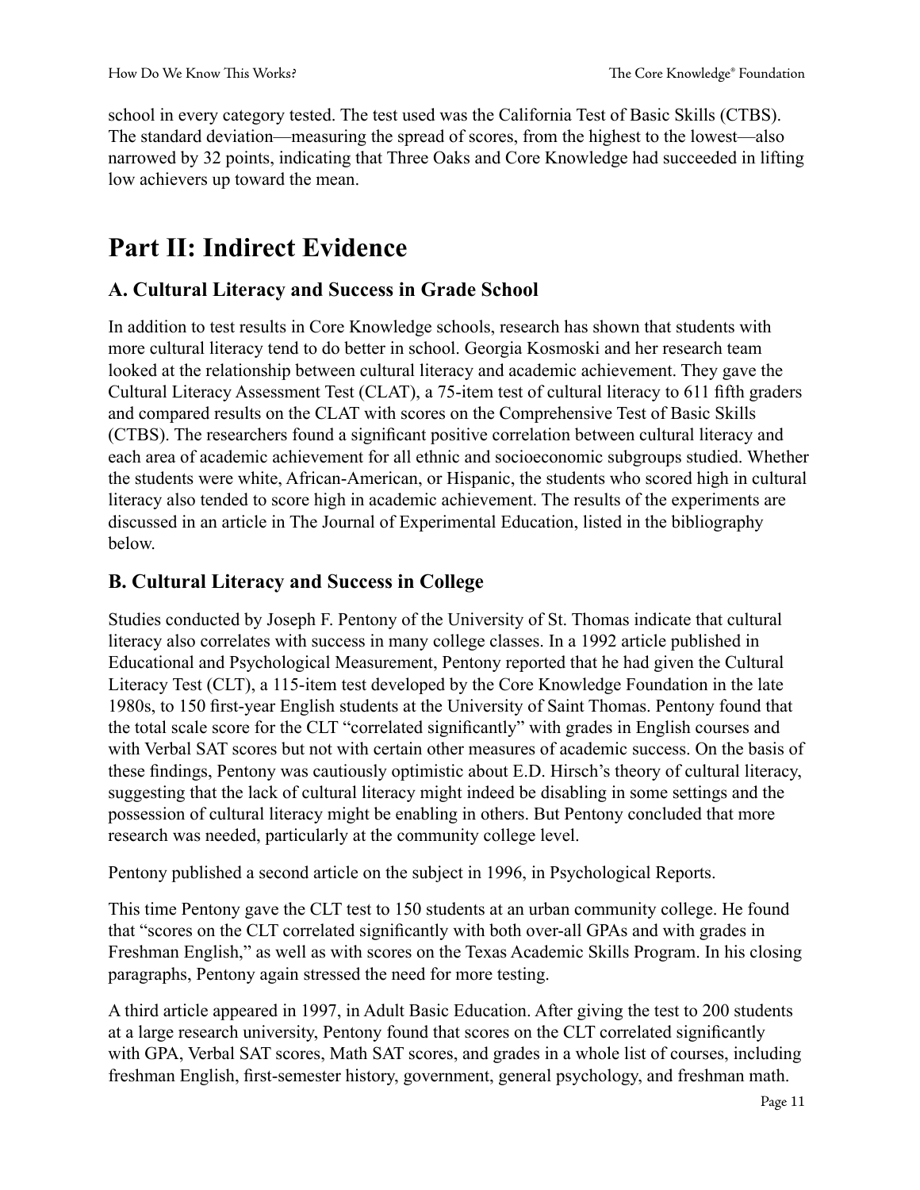school in every category tested. The test used was the California Test of Basic Skills (CTBS). The standard deviation—measuring the spread of scores, from the highest to the lowest—also narrowed by 32 points, indicating that Three Oaks and Core Knowledge had succeeded in lifting low achievers up toward the mean.

# Part II: Indirect Evidence

## A. Cultural Literacy and Success in Grade School

In addition to test results in Core Knowledge schools, research has shown that students with more cultural literacy tend to do better in school. Georgia Kosmoski and her research team looked at the relationship between cultural literacy and academic achievement. They gave the Cultural Literacy Assessment Test (CLAT), a 75-item test of cultural literacy to 611 fifth graders and compared results on the CLAT with scores on the Comprehensive Test of Basic Skills (CTBS). The researchers found a significant positive correlation between cultural literacy and each area of academic achievement for all ethnic and socioeconomic subgroups studied. Whether the students were white, African-American, or Hispanic, the students who scored high in cultural literacy also tended to score high in academic achievement. The results of the experiments are discussed in an article in The Journal of Experimental Education, listed in the bibliography below.

## B. Cultural Literacy and Success in College

Studies conducted by Joseph F. Pentony of the University of St. Thomas indicate that cultural literacy also correlates with success in many college classes. In a 1992 article published in Educational and Psychological Measurement, Pentony reported that he had given the Cultural Literacy Test (CLT), a 115-item test developed by the Core Knowledge Foundation in the late 1980s, to 150 first-year English students at the University of Saint Thomas. Pentony found that the total scale score for the CLT "correlated significantly" with grades in English courses and with Verbal SAT scores but not with certain other measures of academic success. On the basis of these findings, Pentony was cautiously optimistic about E.D. Hirsch's theory of cultural literacy, suggesting that the lack of cultural literacy might indeed be disabling in some settings and the possession of cultural literacy might be enabling in others. But Pentony concluded that more research was needed, particularly at the community college level.

Pentony published a second article on the subject in 1996, in Psychological Reports.

This time Pentony gave the CLT test to 150 students at an urban community college. He found that "scores on the CLT correlated significantly with both over-all GPAs and with grades in Freshman English," as well as with scores on the Texas Academic Skills Program. In his closing paragraphs, Pentony again stressed the need for more testing.

A third article appeared in 1997, in Adult Basic Education. After giving the test to 200 students at a large research university, Pentony found that scores on the CLT correlated significantly with GPA, Verbal SAT scores, Math SAT scores, and grades in a whole list of courses, including freshman English, first-semester history, government, general psychology, and freshman math.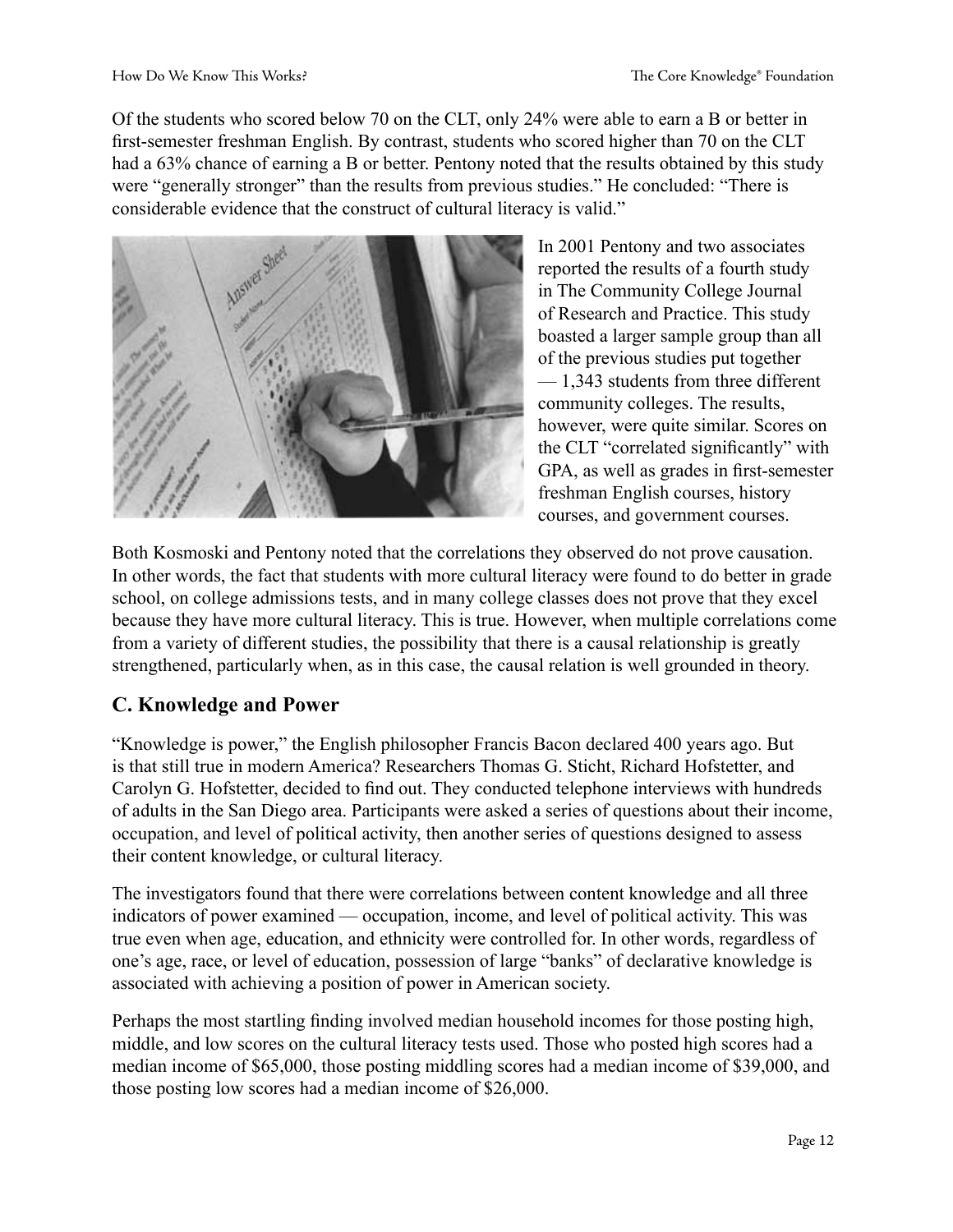Of the students who scored below 70 on the CLT, only 24% were able to earn a B or better in first-semester freshman English. By contrast, students who scored higher than 70 on the CLT had a 63% chance of earning a B or better. Pentony noted that the results obtained by this study were "generally stronger" than the results from previous studies." He concluded: "There is considerable evidence that the construct of cultural literacy is valid."

In 2001 Pentony and two associates reported the results of a fourth study in The Community College Journal of Research and Practice. This study boasted a larger sample group than all of the previous studies put together — 1,343 students from three different community colleges. The results, however, were quite similar. Scores on the CLT "correlated significantly" with GPA, as well as grades in first-semester freshman English courses, history courses, and government courses.

Both Kosmoski and Pentony noted that the correlations they observed do not prove causation. In other words, the fact that students with more cultural literacy were found to do better in grade school, on college admissions tests, and in many college classes does not prove that they excel because they have more cultural literacy. This is true. However, when multiple correlations come from a variety of different studies, the possibility that there is a causal relationship is greatly strengthened, particularly when, as in this case, the causal relation is well grounded in theory.

## C. Knowledge and Power

"Knowledge is power," the English philosopher Francis Bacon declared 400 years ago. But is that still true in modern America? Researchers Thomas G. Sticht, Richard Hofstetter, and Carolyn G. Hofstetter, decided to find out. They conducted telephone interviews with hundreds of adults in the San Diego area. Participants were asked a series of questions about their income, occupation, and level of political activity, then another series of questions designed to assess their content knowledge, or cultural literacy.

The investigators found that there were correlations between content knowledge and all three indicators of power examined — occupation, income, and level of political activity. This was true even when age, education, and ethnicity were controlled for. In other words, regardless of one's age, race, or level of education, possession of large "banks" of declarative knowledge is associated with achieving a position of power in American society.

Perhaps the most startling finding involved median household incomes for those posting high, middle, and low scores on the cultural literacy tests used. Those who posted high scores had a median income of $65,000, those posting middling scores had a median income of $39,000, and those posting low scores had a median income of $26,000.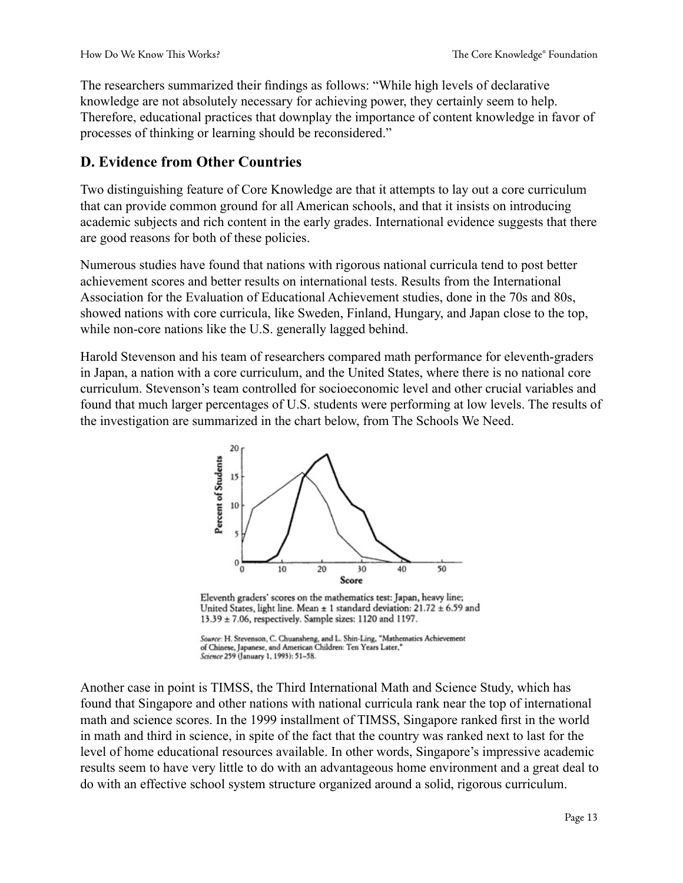The researchers summarized their findings as follows: "While high levels of declarative knowledge are not absolutely necessary for achieving power, they certainly seem to help. Therefore, educational practices that downplay the importance of content knowledge in favor of processes of thinking or learning should be reconsidered."

## D. Evidence from Other Countries

Two distinguishing feature of Core Knowledge are that it attempts to lay out a core curriculum that can provide common ground for all American schools, and that it insists on introducing academic subjects and rich content in the early grades. International evidence suggests that there are good reasons for both of these policies.

Numerous studies have found that nations with rigorous national curricula tend to post better achievement scores and better results on international tests. Results from the International Association for the Evaluation of Educational Achievement studies, done in the 70s and 80s, showed nations with core curricula, like Sweden, Finland, Hungary, and Japan close to the top, while non-core nations like the U.S. generally lagged behind.

Harold Stevenson and his team of researchers compared math performance for eleventh-graders in Japan, a nation with a core curriculum, and the United States, where there is no national core curriculum. Stevenson's team controlled for socioeconomic level and other crucial variables and found that much larger percentages of U.S. students were performing at low levels. The results of the investigation are summarized in the chart below, from The Schools We Need.

Eleventh graders' scores on the mathematics test: Japan, heavy line; United States, light line. Mean ± 1 standard deviation: 21.72 ± 6.59 and 13.39 ± 7.06, respectively. Sample sizes: 1120 and 1197.

*Source:* H. Stevenson, C. Chuansheng, and L. Shin-Ling, "Mathematics Achievement of Chinese, Japanese, and American Children: Ten Years Later," *Science* 259 (January 1, 1993): 51–58.

Another case in point is TIMSS, the Third International Math and Science Study, which has found that Singapore and other nations with national curricula rank near the top of international math and science scores. In the 1999 installment of TIMSS, Singapore ranked first in the world in math and third in science, in spite of the fact that the country was ranked next to last for the level of home educational resources available. In other words, Singapore's impressive academic results seem to have very little to do with an advantageous home environment and a great deal to do with an effective school system structure organized around a solid, rigorous curriculum.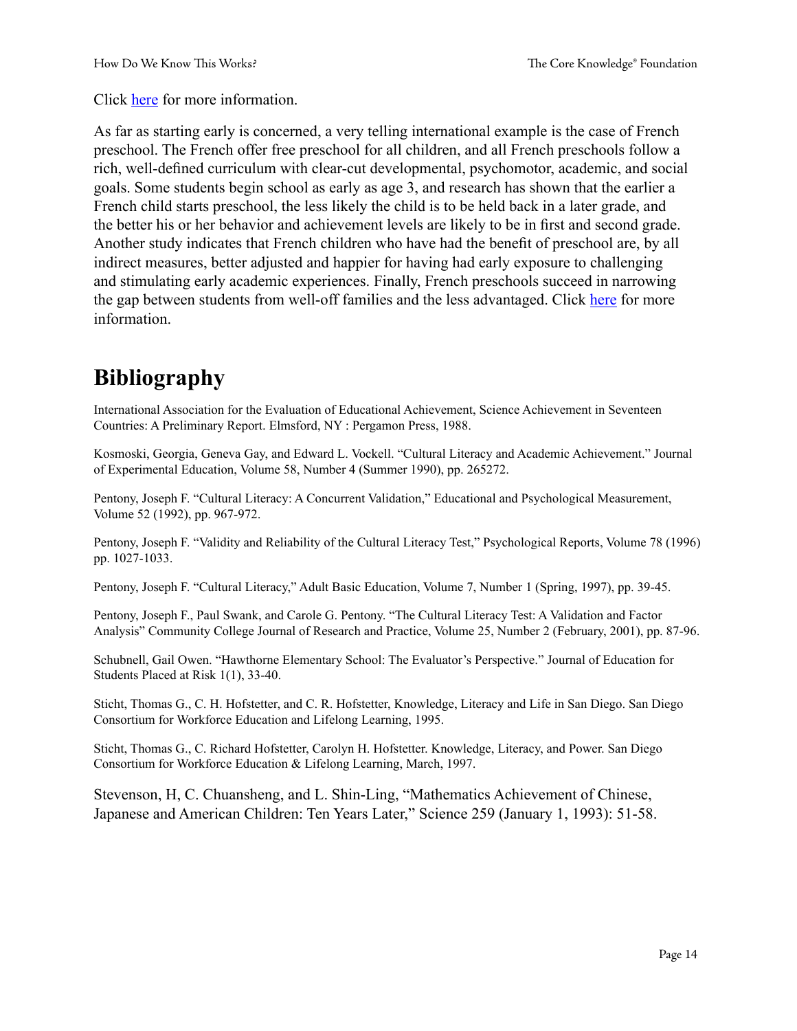Click here for more information.

As far as starting early is concerned, a very telling international example is the case of French preschool. The French offer free preschool for all children, and all French preschools follow a rich, well-defined curriculum with clear-cut developmental, psychomotor, academic, and social goals. Some students begin school as early as age 3, and research has shown that the earlier a French child starts preschool, the less likely the child is to be held back in a later grade, and the better his or her behavior and achievement levels are likely to be in first and second grade. Another study indicates that French children who have had the benefit of preschool are, by all indirect measures, better adjusted and happier for having had early exposure to challenging and stimulating early academic experiences. Finally, French preschools succeed in narrowing the gap between students from well-off families and the less advantaged. Click here for more information.

# Bibliography

International Association for the Evaluation of Educational Achievement, Science Achievement in Seventeen Countries: A Preliminary Report. Elmsford, NY : Pergamon Press, 1988.

Kosmoski, Georgia, Geneva Gay, and Edward L. Vockell. "Cultural Literacy and Academic Achievement." Journal of Experimental Education, Volume 58, Number 4 (Summer 1990), pp. 265272.

Pentony, Joseph F. "Cultural Literacy: A Concurrent Validation," Educational and Psychological Measurement, Volume 52 (1992), pp. 967-972.

Pentony, Joseph F. "Validity and Reliability of the Cultural Literacy Test," Psychological Reports, Volume 78 (1996) pp. 1027-1033.

Pentony, Joseph F. "Cultural Literacy," Adult Basic Education, Volume 7, Number 1 (Spring, 1997), pp. 39-45.

Pentony, Joseph F., Paul Swank, and Carole G. Pentony. "The Cultural Literacy Test: A Validation and Factor Analysis" Community College Journal of Research and Practice, Volume 25, Number 2 (February, 2001), pp. 87-96.

Schubnell, Gail Owen. "Hawthorne Elementary School: The Evaluator's Perspective." Journal of Education for Students Placed at Risk 1(1), 33-40.

Sticht, Thomas G., C. H. Hofstetter, and C. R. Hofstetter, Knowledge, Literacy and Life in San Diego. San Diego Consortium for Workforce Education and Lifelong Learning, 1995.

Sticht, Thomas G., C. Richard Hofstetter, Carolyn H. Hofstetter. Knowledge, Literacy, and Power. San Diego Consortium for Workforce Education & Lifelong Learning, March, 1997.

Stevenson, H, C. Chuansheng, and L. Shin-Ling, "Mathematics Achievement of Chinese, Japanese and American Children: Ten Years Later," Science 259 (January 1, 1993): 51-58.